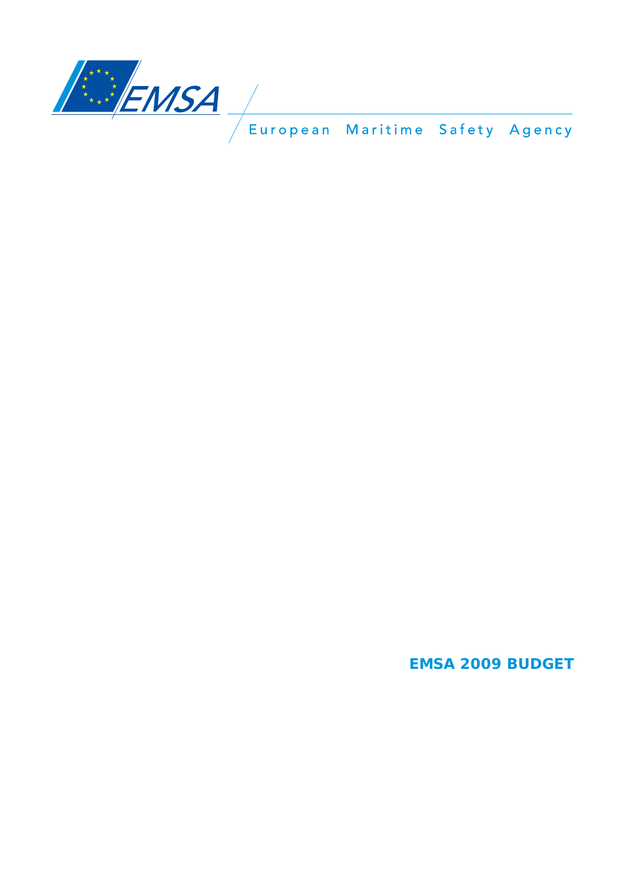EMSA

European Maritime Safety Agency

# EMSA 2009 BUDGET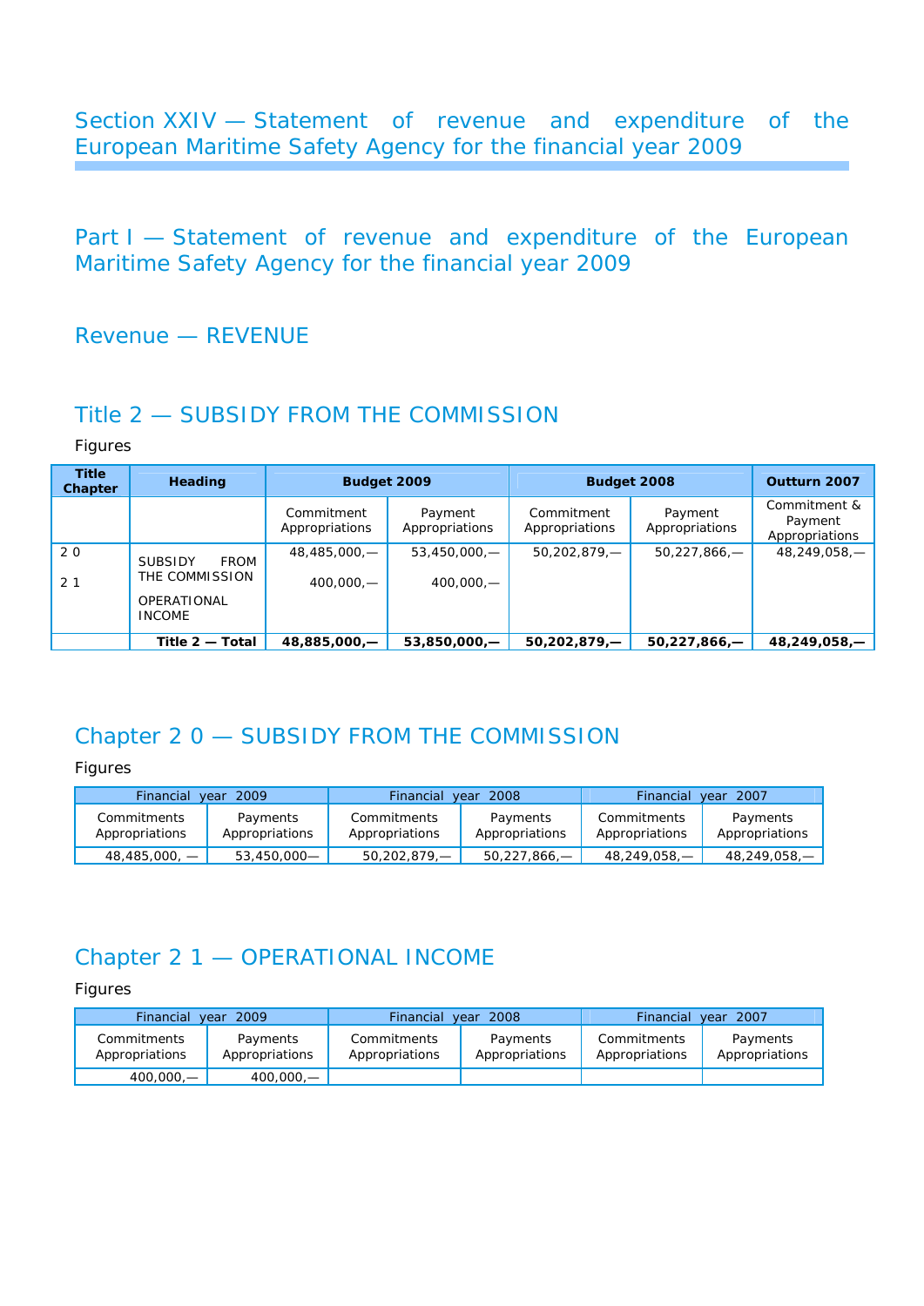# Section XXIV — Statement of revenue and expenditure of the European Maritime Safety Agency for the financial year 2009

## Part I — Statement of revenue and expenditure of the European Maritime Safety Agency for the financial year 2009

## Revenue — REVENUE

### Title 2 — SUBSIDY FROM THE COMMISSION

Figures

| Title Chapter | Heading | Budget 2009 | | Budget 2008 | | Outturn 2007 |
|---|---|---|---|---|---|---|
| | | Commitment Appropriations | Payment Appropriations | Commitment Appropriations | Payment Appropriations | Commitment & Payment Appropriations |
| 2 0 | SUBSIDY FROM THE COMMISSION | 48,485,000,— | 53,450,000,— | 50,202,879,— | 50,227,866,— | 48,249,058,— |
| 2 1 | OPERATIONAL INCOME | 400,000,— | 400,000,— | | | |
| | **Title 2 — Total** | **48,885,000,—** | **53,850,000,—** | **50,202,879,—** | **50,227,866,—** | **48,249,058,—** |

### Chapter 2 0 — SUBSIDY FROM THE COMMISSION

Figures

| Financial year 2009 | | Financial year 2008 | | Financial year 2007 | |
|---|---|---|---|---|---|
| Commitments Appropriations | Payments Appropriations | Commitments Appropriations | Payments Appropriations | Commitments Appropriations | Payments Appropriations |
| 48,485,000, — | 53,450,000— | 50,202,879,— | 50,227,866,— | 48,249,058,— | 48,249,058,— |

### Chapter 2 1 — OPERATIONAL INCOME

Figures

| Financial year 2009 | | Financial year 2008 | | Financial year 2007 | |
|---|---|---|---|---|---|
| Commitments Appropriations | Payments Appropriations | Commitments Appropriations | Payments Appropriations | Commitments Appropriations | Payments Appropriations |
| 400,000,— | 400,000,— | | | | |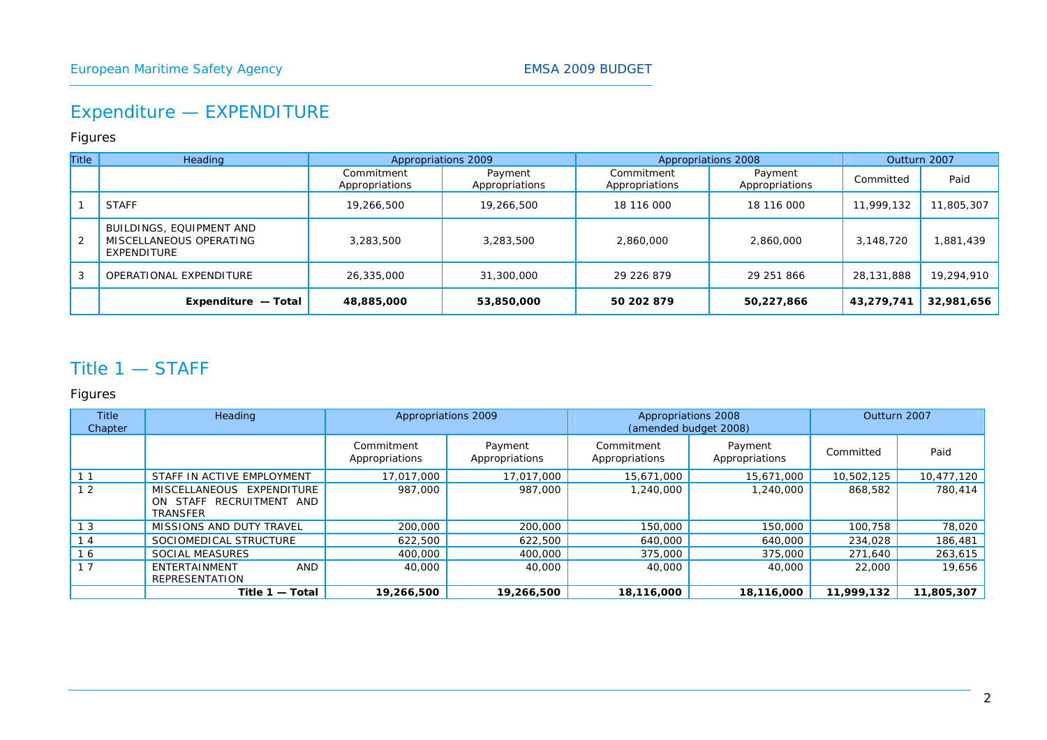# Expenditure — EXPENDITURE

Figures

| Title | Heading | Appropriations 2009 | | Appropriations 2008 | | Outturn 2007 | |
|---|---|---|---|---|---|---|---|
| | | Commitment Appropriations | Payment Appropriations | Commitment Appropriations | Payment Appropriations | Committed | Paid |
| 1 | STAFF | 19,266,500 | 19,266,500 | 18 116 000 | 18 116 000 | 11,999,132 | 11,805,307 |
| 2 | BUILDINGS, EQUIPMENT AND MISCELLANEOUS OPERATING EXPENDITURE | 3,283,500 | 3,283,500 | 2,860,000 | 2,860,000 | 3,148,720 | 1,881,439 |
| 3 | OPERATIONAL EXPENDITURE | 26,335,000 | 31,300,000 | 29 226 879 | 29 251 866 | 28,131,888 | 19,294,910 |
| | **Expenditure — Total** | **48,885,000** | **53,850,000** | **50 202 879** | **50,227,866** | **43,279,741** | **32,981,656** |

# Title 1 — STAFF

Figures

| Title Chapter | Heading | Appropriations 2009 | | Appropriations 2008 (amended budget 2008) | | Outturn 2007 | |
|---|---|---|---|---|---|---|---|
| | | Commitment Appropriations | Payment Appropriations | Commitment Appropriations | Payment Appropriations | Committed | Paid |
| 1 1 | STAFF IN ACTIVE EMPLOYMENT | 17,017,000 | 17,017,000 | 15,671,000 | 15,671,000 | 10,502,125 | 10,477,120 |
| 1 2 | MISCELLANEOUS EXPENDITURE ON STAFF RECRUITMENT AND TRANSFER | 987,000 | 987,000 | 1,240,000 | 1,240,000 | 868,582 | 780,414 |
| 1 3 | MISSIONS AND DUTY TRAVEL | 200,000 | 200,000 | 150,000 | 150,000 | 100,758 | 78,020 |
| 1 4 | SOCIOMEDICAL STRUCTURE | 622,500 | 622,500 | 640,000 | 640,000 | 234,028 | 186,481 |
| 1 6 | SOCIAL MEASURES | 400,000 | 400,000 | 375,000 | 375,000 | 271,640 | 263,615 |
| 1 7 | ENTERTAINMENT AND REPRESENTATION | 40,000 | 40,000 | 40,000 | 40,000 | 22,000 | 19,656 |
| | **Title 1 — Total** | **19,266,500** | **19,266,500** | **18,116,000** | **18,116,000** | **11,999,132** | **11,805,307** |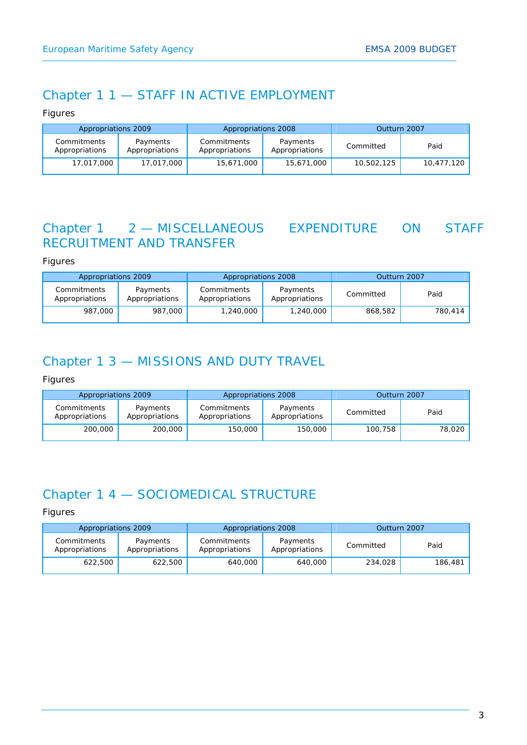## Chapter 1 1 — STAFF IN ACTIVE EMPLOYMENT

Figures

| Appropriations 2009 | | Appropriations 2008 | | Outturn 2007 | |
|---|---|---|---|---|---|
| Commitments Appropriations | Payments Appropriations | Commitments Appropriations | Payments Appropriations | Committed | Paid |
| 17,017,000 | 17,017,000 | 15,671,000 | 15,671,000 | 10,502,125 | 10,477,120 |

## Chapter 1 2 — MISCELLANEOUS EXPENDITURE ON STAFF RECRUITMENT AND TRANSFER

Figures

| Appropriations 2009 | | Appropriations 2008 | | Outturn 2007 | |
|---|---|---|---|---|---|
| Commitments Appropriations | Payments Appropriations | Commitments Appropriations | Payments Appropriations | Committed | Paid |
| 987,000 | 987,000 | 1,240,000 | 1,240,000 | 868,582 | 780,414 |

## Chapter 1 3 — MISSIONS AND DUTY TRAVEL

Figures

| Appropriations 2009 | | Appropriations 2008 | | Outturn 2007 | |
|---|---|---|---|---|---|
| Commitments Appropriations | Payments Appropriations | Commitments Appropriations | Payments Appropriations | Committed | Paid |
| 200,000 | 200,000 | 150,000 | 150,000 | 100,758 | 78,020 |

## Chapter 1 4 — SOCIOMEDICAL STRUCTURE

Figures

| Appropriations 2009 | | Appropriations 2008 | | Outturn 2007 | |
|---|---|---|---|---|---|
| Commitments Appropriations | Payments Appropriations | Commitments Appropriations | Payments Appropriations | Committed | Paid |
| 622,500 | 622,500 | 640,000 | 640,000 | 234,028 | 186,481 |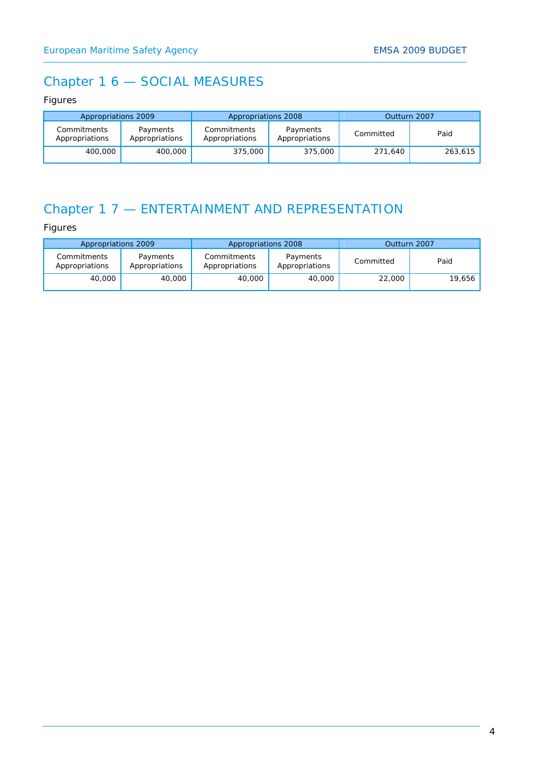## Chapter 1 6 — SOCIAL MEASURES

Figures

| Appropriations 2009 | | Appropriations 2008 | | Outturn 2007 | |
|---|---|---|---|---|---|
| Commitments Appropriations | Payments Appropriations | Commitments Appropriations | Payments Appropriations | Committed | Paid |
| 400,000 | 400,000 | 375,000 | 375,000 | 271,640 | 263,615 |

## Chapter 1 7 — ENTERTAINMENT AND REPRESENTATION

Figures

| Appropriations 2009 | | Appropriations 2008 | | Outturn 2007 | |
|---|---|---|---|---|---|
| Commitments Appropriations | Payments Appropriations | Commitments Appropriations | Payments Appropriations | Committed | Paid |
| 40,000 | 40,000 | 40,000 | 40,000 | 22,000 | 19,656 |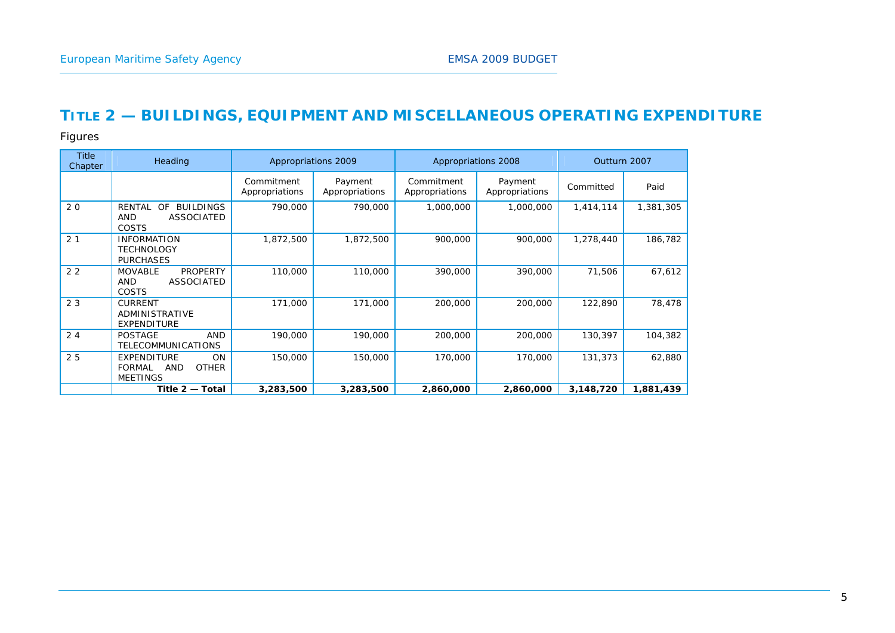## TITLE 2 — BUILDINGS, EQUIPMENT AND MISCELLANEOUS OPERATING EXPENDITURE

Figures

| Title Chapter | Heading | Appropriations 2009 | | Appropriations 2008 | | Outturn 2007 | |
|---|---|---|---|---|---|---|---|
| | | Commitment Appropriations | Payment Appropriations | Commitment Appropriations | Payment Appropriations | Committed | Paid |
| 2 0 | RENTAL OF BUILDINGS AND ASSOCIATED COSTS | 790,000 | 790,000 | 1,000,000 | 1,000,000 | 1,414,114 | 1,381,305 |
| 2 1 | INFORMATION TECHNOLOGY PURCHASES | 1,872,500 | 1,872,500 | 900,000 | 900,000 | 1,278,440 | 186,782 |
| 2 2 | MOVABLE PROPERTY AND ASSOCIATED COSTS | 110,000 | 110,000 | 390,000 | 390,000 | 71,506 | 67,612 |
| 2 3 | CURRENT ADMINISTRATIVE EXPENDITURE | 171,000 | 171,000 | 200,000 | 200,000 | 122,890 | 78,478 |
| 2 4 | POSTAGE AND TELECOMMUNICATIONS | 190,000 | 190,000 | 200,000 | 200,000 | 130,397 | 104,382 |
| 2 5 | EXPENDITURE ON FORMAL AND OTHER MEETINGS | 150,000 | 150,000 | 170,000 | 170,000 | 131,373 | 62,880 |
| | **Title 2 — Total** | **3,283,500** | **3,283,500** | **2,860,000** | **2,860,000** | **3,148,720** | **1,881,439** |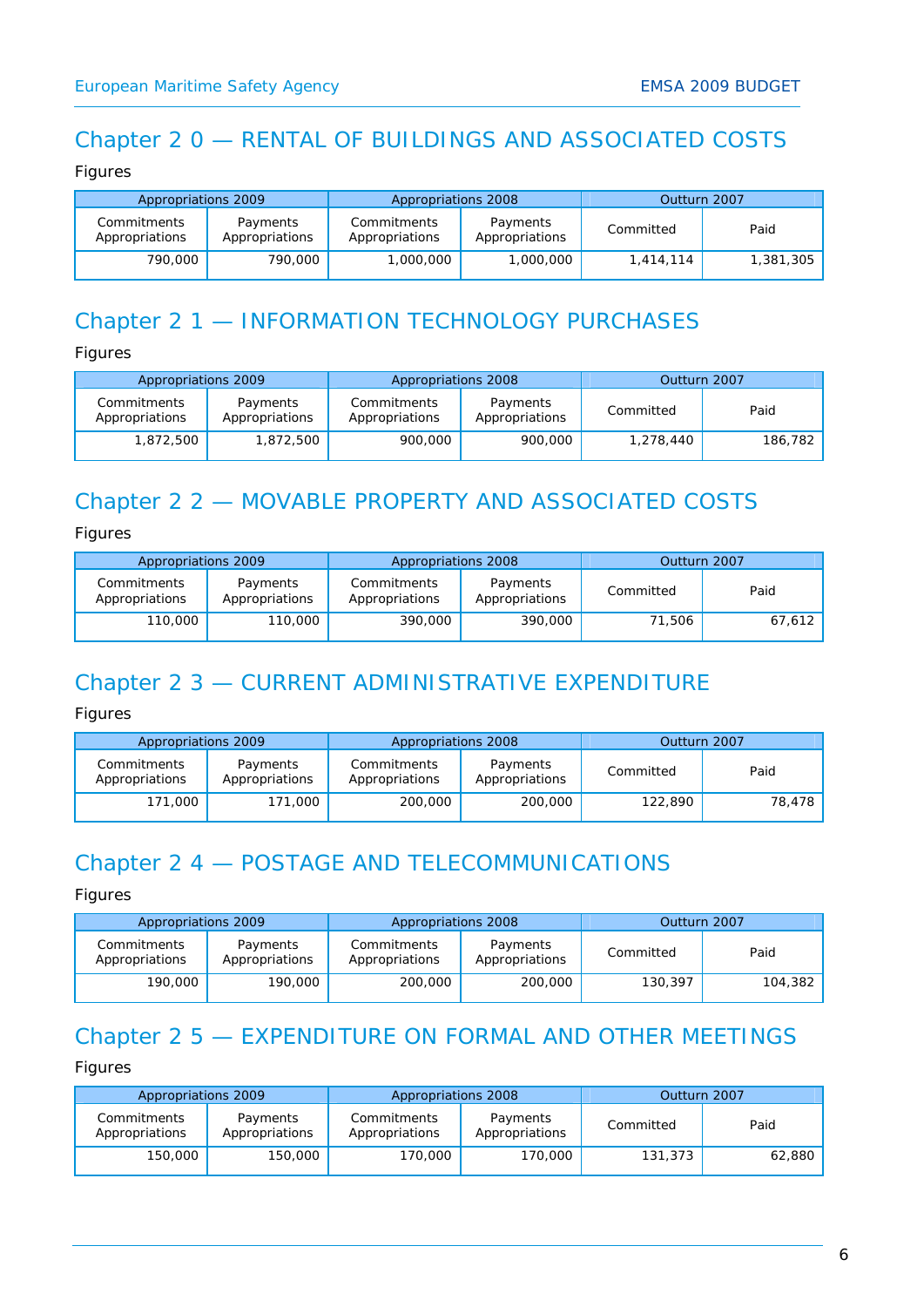## Chapter 2 0 — RENTAL OF BUILDINGS AND ASSOCIATED COSTS

Figures

| Appropriations 2009 | | Appropriations 2008 | | Outturn 2007 | |
|---|---|---|---|---|---|
| Commitments Appropriations | Payments Appropriations | Commitments Appropriations | Payments Appropriations | Committed | Paid |
| 790,000 | 790,000 | 1,000,000 | 1,000,000 | 1,414,114 | 1,381,305 |

## Chapter 2 1 — INFORMATION TECHNOLOGY PURCHASES

Figures

| Appropriations 2009 | | Appropriations 2008 | | Outturn 2007 | |
|---|---|---|---|---|---|
| Commitments Appropriations | Payments Appropriations | Commitments Appropriations | Payments Appropriations | Committed | Paid |
| 1,872,500 | 1,872,500 | 900,000 | 900,000 | 1,278,440 | 186,782 |

## Chapter 2 2 — MOVABLE PROPERTY AND ASSOCIATED COSTS

Figures

| Appropriations 2009 | | Appropriations 2008 | | Outturn 2007 | |
|---|---|---|---|---|---|
| Commitments Appropriations | Payments Appropriations | Commitments Appropriations | Payments Appropriations | Committed | Paid |
| 110,000 | 110,000 | 390,000 | 390,000 | 71,506 | 67,612 |

## Chapter 2 3 — CURRENT ADMINISTRATIVE EXPENDITURE

Figures

| Appropriations 2009 | | Appropriations 2008 | | Outturn 2007 | |
|---|---|---|---|---|---|
| Commitments Appropriations | Payments Appropriations | Commitments Appropriations | Payments Appropriations | Committed | Paid |
| 171,000 | 171,000 | 200,000 | 200,000 | 122,890 | 78,478 |

## Chapter 2 4 — POSTAGE AND TELECOMMUNICATIONS

Figures

| Appropriations 2009 | | Appropriations 2008 | | Outturn 2007 | |
|---|---|---|---|---|---|
| Commitments Appropriations | Payments Appropriations | Commitments Appropriations | Payments Appropriations | Committed | Paid |
| 190,000 | 190,000 | 200,000 | 200,000 | 130,397 | 104,382 |

## Chapter 2 5 — EXPENDITURE ON FORMAL AND OTHER MEETINGS

Figures

| Appropriations 2009 | | Appropriations 2008 | | Outturn 2007 | |
|---|---|---|---|---|---|
| Commitments Appropriations | Payments Appropriations | Commitments Appropriations | Payments Appropriations | Committed | Paid |
| 150,000 | 150,000 | 170,000 | 170,000 | 131,373 | 62,880 |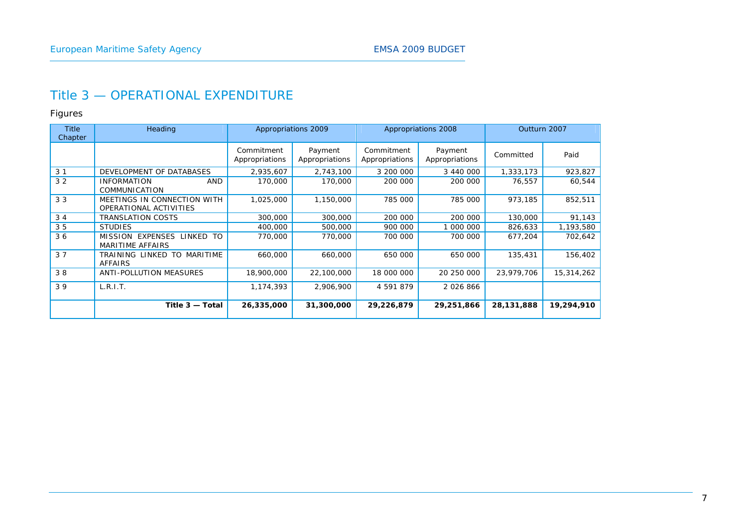# Title 3 — OPERATIONAL EXPENDITURE

Figures

| Title Chapter | Heading | Appropriations 2009 | | Appropriations 2008 | | Outturn 2007 | |
|---|---|---|---|---|---|---|---|
| | | Commitment Appropriations | Payment Appropriations | Commitment Appropriations | Payment Appropriations | Committed | Paid |
| 3 1 | DEVELOPMENT OF DATABASES | 2,935,607 | 2,743,100 | 3 200 000 | 3 440 000 | 1,333,173 | 923,827 |
| 3 2 | INFORMATION AND COMMUNICATION | 170,000 | 170,000 | 200 000 | 200 000 | 76,557 | 60,544 |
| 3 3 | MEETINGS IN CONNECTION WITH OPERATIONAL ACTIVITIES | 1,025,000 | 1,150,000 | 785 000 | 785 000 | 973,185 | 852,511 |
| 3 4 | TRANSLATION COSTS | 300,000 | 300,000 | 200 000 | 200 000 | 130,000 | 91,143 |
| 3 5 | STUDIES | 400,000 | 500,000 | 900 000 | 1 000 000 | 826,633 | 1,193,580 |
| 3 6 | MISSION EXPENSES LINKED TO MARITIME AFFAIRS | 770,000 | 770,000 | 700 000 | 700 000 | 677,204 | 702,642 |
| 3 7 | TRAINING LINKED TO MARITIME AFFAIRS | 660,000 | 660,000 | 650 000 | 650 000 | 135,431 | 156,402 |
| 3 8 | ANTI-POLLUTION MEASURES | 18,900,000 | 22,100,000 | 18 000 000 | 20 250 000 | 23,979,706 | 15,314,262 |
| 3 9 | L.R.I.T. | 1,174,393 | 2,906,900 | 4 591 879 | 2 026 866 | | |
| | **Title 3 — Total** | **26,335,000** | **31,300,000** | **29,226,879** | **29,251,866** | **28,131,888** | **19,294,910** |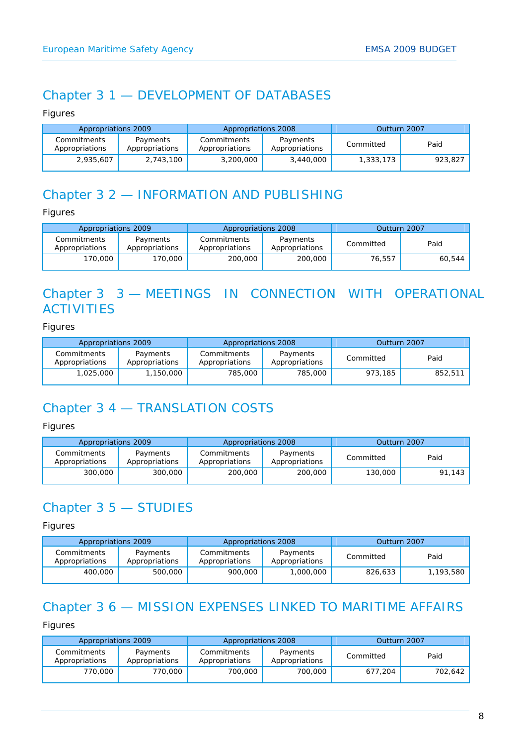## Chapter 3 1 — DEVELOPMENT OF DATABASES

Figures

| Appropriations 2009 | | Appropriations 2008 | | Outturn 2007 | |
|---|---|---|---|---|---|
| Commitments Appropriations | Payments Appropriations | Commitments Appropriations | Payments Appropriations | Committed | Paid |
| 2,935,607 | 2,743,100 | 3,200,000 | 3,440,000 | 1,333,173 | 923,827 |

## Chapter 3 2 — INFORMATION AND PUBLISHING

Figures

| Appropriations 2009 | | Appropriations 2008 | | Outturn 2007 | |
|---|---|---|---|---|---|
| Commitments Appropriations | Payments Appropriations | Commitments Appropriations | Payments Appropriations | Committed | Paid |
| 170,000 | 170,000 | 200,000 | 200,000 | 76,557 | 60,544 |

## Chapter 3 3 — MEETINGS IN CONNECTION WITH OPERATIONAL ACTIVITIES

Figures

| Appropriations 2009 | | Appropriations 2008 | | Outturn 2007 | |
|---|---|---|---|---|---|
| Commitments Appropriations | Payments Appropriations | Commitments Appropriations | Payments Appropriations | Committed | Paid |
| 1,025,000 | 1,150,000 | 785,000 | 785,000 | 973,185 | 852,511 |

## Chapter 3 4 — TRANSLATION COSTS

Figures

| Appropriations 2009 | | Appropriations 2008 | | Outturn 2007 | |
|---|---|---|---|---|---|
| Commitments Appropriations | Payments Appropriations | Commitments Appropriations | Payments Appropriations | Committed | Paid |
| 300,000 | 300,000 | 200,000 | 200,000 | 130,000 | 91,143 |

## Chapter 3 5 — STUDIES

Figures

| Appropriations 2009 | | Appropriations 2008 | | Outturn 2007 | |
|---|---|---|---|---|---|
| Commitments Appropriations | Payments Appropriations | Commitments Appropriations | Payments Appropriations | Committed | Paid |
| 400,000 | 500,000 | 900,000 | 1,000,000 | 826,633 | 1,193,580 |

## Chapter 3 6 — MISSION EXPENSES LINKED TO MARITIME AFFAIRS

Figures

| Appropriations 2009 | | Appropriations 2008 | | Outturn 2007 | |
|---|---|---|---|---|---|
| Commitments Appropriations | Payments Appropriations | Commitments Appropriations | Payments Appropriations | Committed | Paid |
| 770,000 | 770,000 | 700,000 | 700,000 | 677,204 | 702,642 |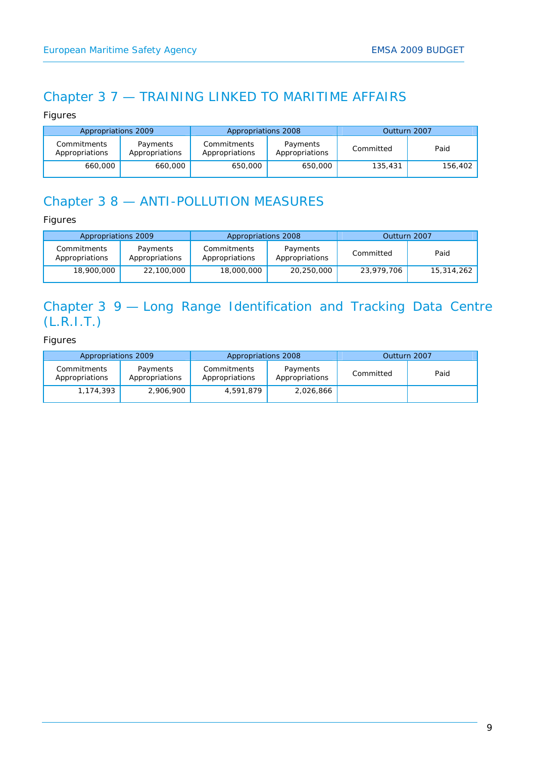## Chapter 3 7 — TRAINING LINKED TO MARITIME AFFAIRS

Figures

| Appropriations 2009 | | Appropriations 2008 | | Outturn 2007 | |
|---|---|---|---|---|---|
| Commitments Appropriations | Payments Appropriations | Commitments Appropriations | Payments Appropriations | Committed | Paid |
| 660,000 | 660,000 | 650,000 | 650,000 | 135,431 | 156,402 |

## Chapter 3 8 — ANTI-POLLUTION MEASURES

Figures

| Appropriations 2009 | | Appropriations 2008 | | Outturn 2007 | |
|---|---|---|---|---|---|
| Commitments Appropriations | Payments Appropriations | Commitments Appropriations | Payments Appropriations | Committed | Paid |
| 18,900,000 | 22,100,000 | 18,000,000 | 20,250,000 | 23,979,706 | 15,314,262 |

## Chapter 3 9 — Long Range Identification and Tracking Data Centre (L.R.I.T.)

Figures

| Appropriations 2009 | | Appropriations 2008 | | Outturn 2007 | |
|---|---|---|---|---|---|
| Commitments Appropriations | Payments Appropriations | Commitments Appropriations | Payments Appropriations | Committed | Paid |
| 1,174,393 | 2,906,900 | 4,591,879 | 2,026,866 | | |